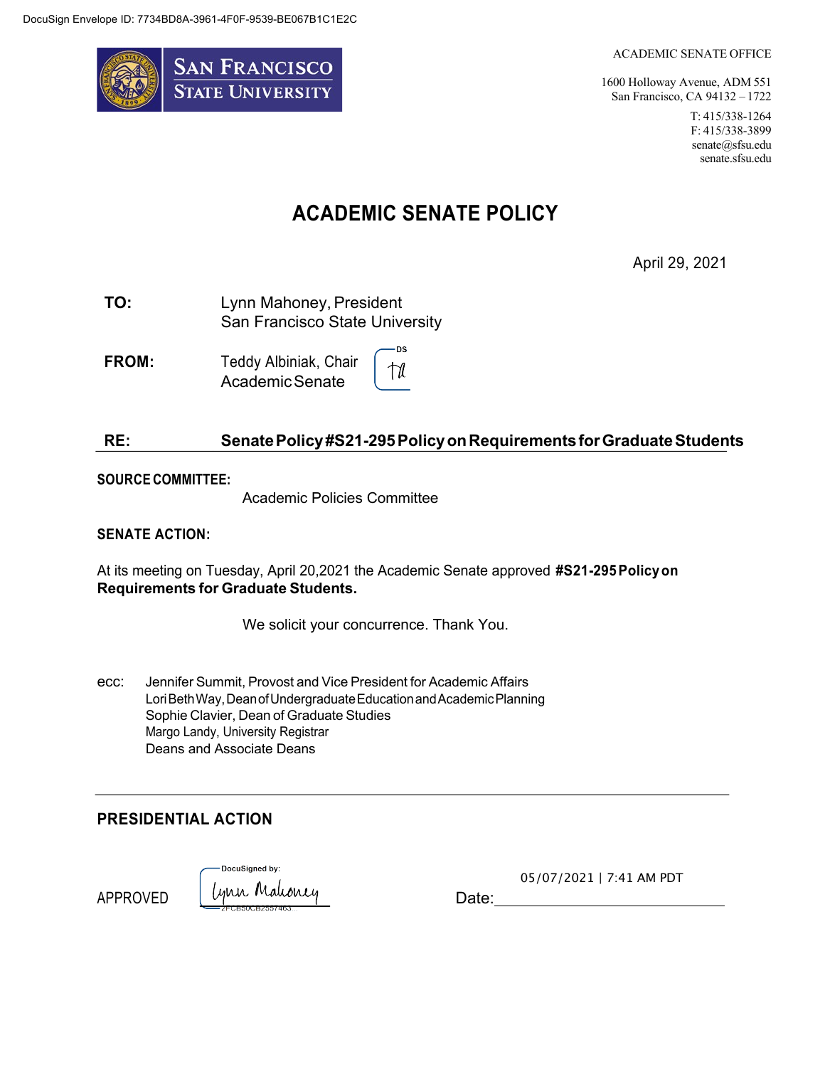DocuSign Envelope ID: 7734BD8A-3961-4F0F-9539-BE067B1C1E2C

SAN FRANCISCO STATE UNIVERSITY

ACADEMIC SENATE OFFICE

1600 Holloway Avenue, ADM 551
San Francisco, CA 94132 – 1722

T: 415/338-1264
F: 415/338-3899
senate@sfsu.edu
senate.sfsu.edu

# ACADEMIC SENATE POLICY

April 29, 2021

**TO:** Lynn Mahoney, President
San Francisco State University

**FROM:** Teddy Albiniak, Chair
Academic Senate

**RE:** **Senate Policy #S21-295 Policy on Requirements for Graduate Students**

**SOURCE COMMITTEE:**

Academic Policies Committee

**SENATE ACTION:**

At its meeting on Tuesday, April 20,2021 the Academic Senate approved **#S21-295 Policy on Requirements for Graduate Students.**

We solicit your concurrence. Thank You.

ecc: Jennifer Summit, Provost and Vice President for Academic Affairs
Lori Beth Way, Dean of Undergraduate Education and Academic Planning
Sophie Clavier, Dean of Graduate Studies
Margo Landy, University Registrar
Deans and Associate Deans

---

## PRESIDENTIAL ACTION

APPROVED DocuSigned by: Lynn Mahoney 2FCB50CB2557463

Date: 05/07/2021 | 7:41 AM PDT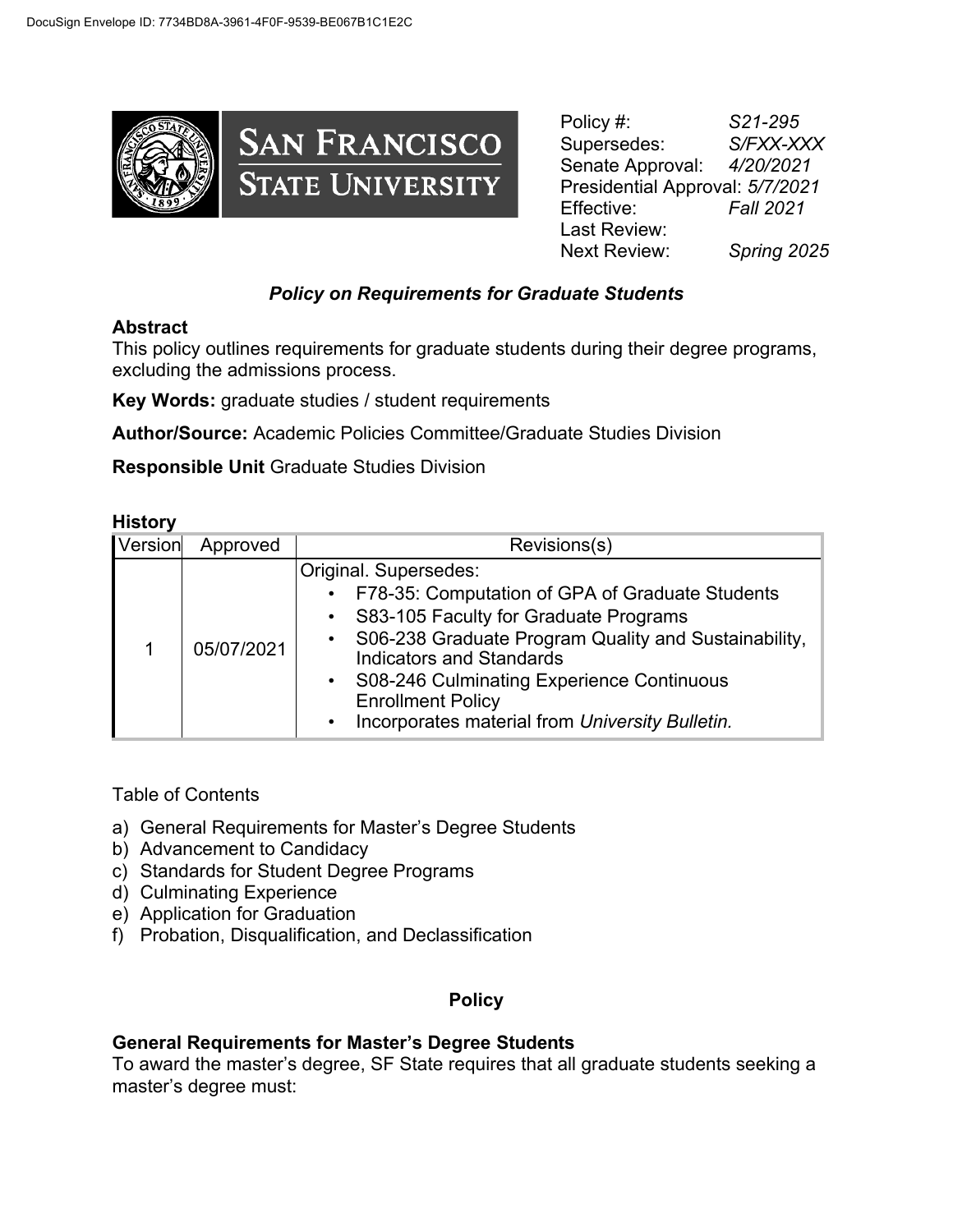Policy #: *S21-295*
Supersedes: *S/FXX-XXX*
Senate Approval: *4/20/2021*
Presidential Approval: *5/7/2021*
Effective: *Fall 2021*
Last Review:
Next Review: *Spring 2025*

## *Policy on Requirements for Graduate Students*

**Abstract**
This policy outlines requirements for graduate students during their degree programs, excluding the admissions process.

**Key Words:** graduate studies / student requirements

**Author/Source:** Academic Policies Committee/Graduate Studies Division

**Responsible Unit** Graduate Studies Division

**History**

| Version | Approved | Revisions(s) |
|---|---|---|
| 1 | 05/07/2021 | Original. Supersedes:<br>• F78-35: Computation of GPA of Graduate Students<br>• S83-105 Faculty for Graduate Programs<br>• S06-238 Graduate Program Quality and Sustainability, Indicators and Standards<br>• S08-246 Culminating Experience Continuous Enrollment Policy<br>• Incorporates material from *University Bulletin.* |

Table of Contents

a) General Requirements for Master's Degree Students
b) Advancement to Candidacy
c) Standards for Student Degree Programs
d) Culminating Experience
e) Application for Graduation
f) Probation, Disqualification, and Declassification

## Policy

**General Requirements for Master's Degree Students**
To award the master's degree, SF State requires that all graduate students seeking a master's degree must: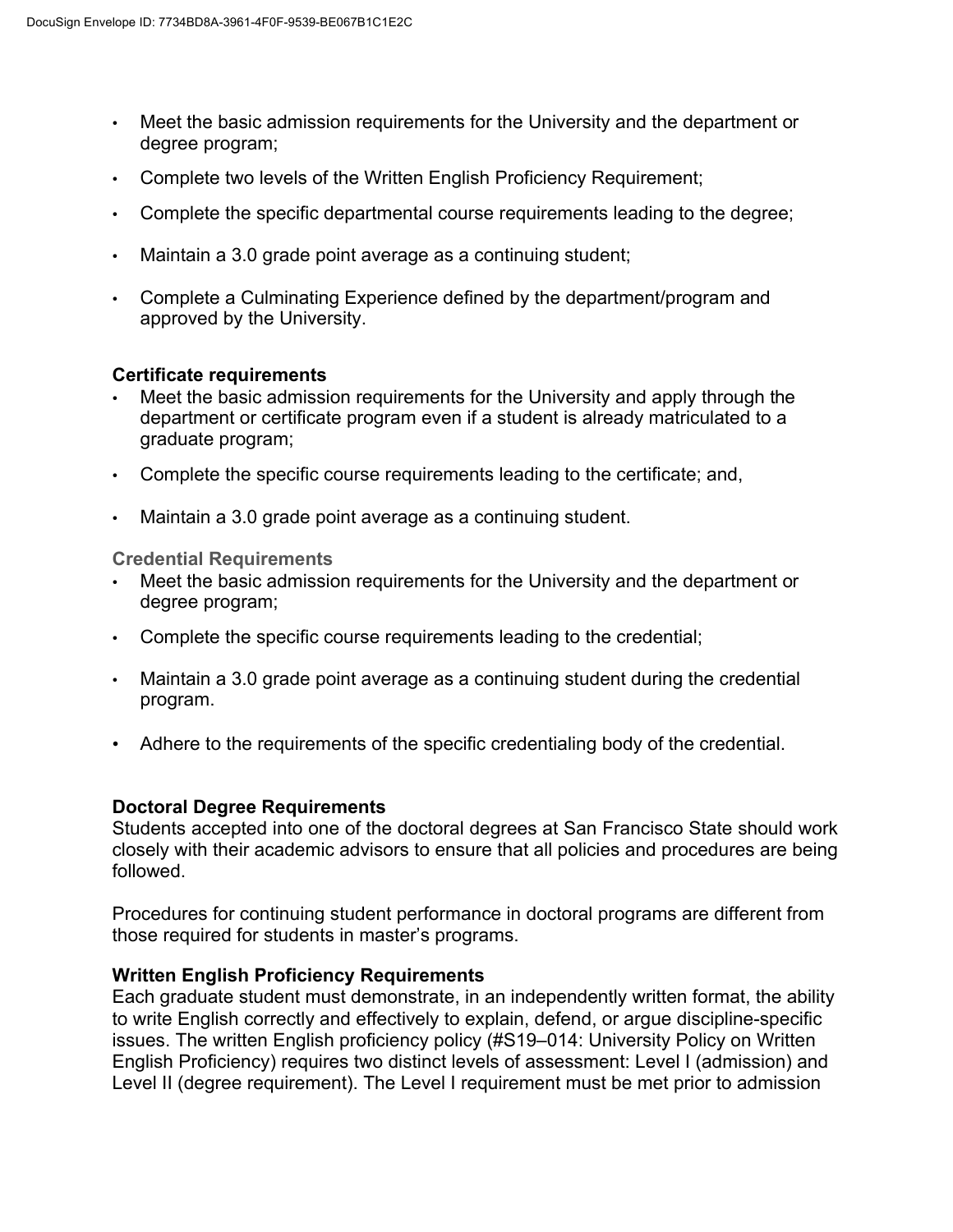- Meet the basic admission requirements for the University and the department or degree program;
- Complete two levels of the Written English Proficiency Requirement;
- Complete the specific departmental course requirements leading to the degree;
- Maintain a 3.0 grade point average as a continuing student;
- Complete a Culminating Experience defined by the department/program and approved by the University.

**Certificate requirements**

- Meet the basic admission requirements for the University and apply through the department or certificate program even if a student is already matriculated to a graduate program;
- Complete the specific course requirements leading to the certificate; and,
- Maintain a 3.0 grade point average as a continuing student.

**Credential Requirements**

- Meet the basic admission requirements for the University and the department or degree program;
- Complete the specific course requirements leading to the credential;
- Maintain a 3.0 grade point average as a continuing student during the credential program.
- Adhere to the requirements of the specific credentialing body of the credential.

**Doctoral Degree Requirements**

Students accepted into one of the doctoral degrees at San Francisco State should work closely with their academic advisors to ensure that all policies and procedures are being followed.

Procedures for continuing student performance in doctoral programs are different from those required for students in master's programs.

**Written English Proficiency Requirements**

Each graduate student must demonstrate, in an independently written format, the ability to write English correctly and effectively to explain, defend, or argue discipline-specific issues. The written English proficiency policy (#S19–014: University Policy on Written English Proficiency) requires two distinct levels of assessment: Level I (admission) and Level II (degree requirement). The Level I requirement must be met prior to admission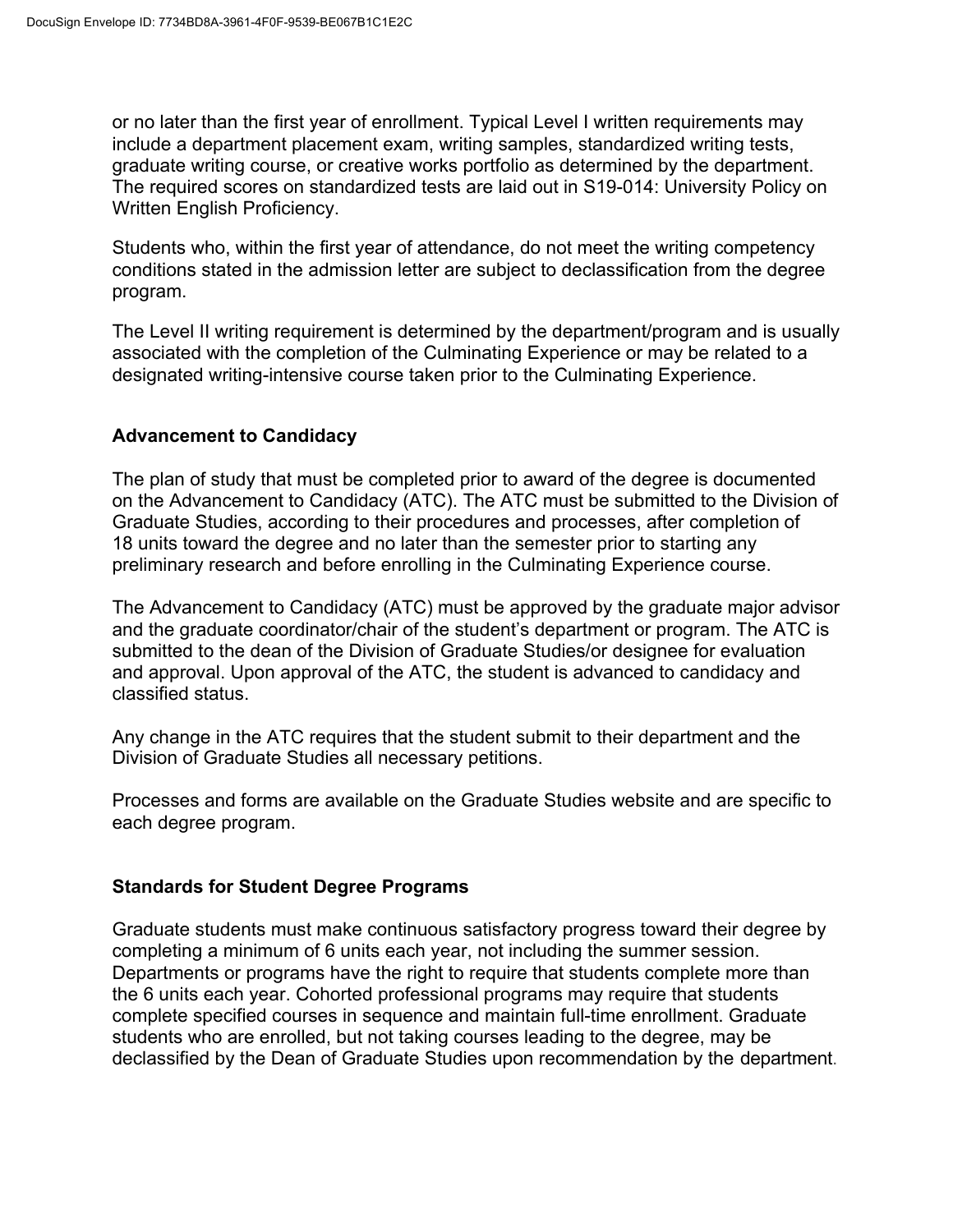or no later than the first year of enrollment. Typical Level I written requirements may include a department placement exam, writing samples, standardized writing tests, graduate writing course, or creative works portfolio as determined by the department. The required scores on standardized tests are laid out in S19-014: University Policy on Written English Proficiency.

Students who, within the first year of attendance, do not meet the writing competency conditions stated in the admission letter are subject to declassification from the degree program.

The Level II writing requirement is determined by the department/program and is usually associated with the completion of the Culminating Experience or may be related to a designated writing-intensive course taken prior to the Culminating Experience.

## Advancement to Candidacy

The plan of study that must be completed prior to award of the degree is documented on the Advancement to Candidacy (ATC). The ATC must be submitted to the Division of Graduate Studies, according to their procedures and processes, after completion of 18 units toward the degree and no later than the semester prior to starting any preliminary research and before enrolling in the Culminating Experience course.

The Advancement to Candidacy (ATC) must be approved by the graduate major advisor and the graduate coordinator/chair of the student's department or program. The ATC is submitted to the dean of the Division of Graduate Studies/or designee for evaluation and approval. Upon approval of the ATC, the student is advanced to candidacy and classified status.

Any change in the ATC requires that the student submit to their department and the Division of Graduate Studies all necessary petitions.

Processes and forms are available on the Graduate Studies website and are specific to each degree program.

## Standards for Student Degree Programs

Graduate students must make continuous satisfactory progress toward their degree by completing a minimum of 6 units each year, not including the summer session. Departments or programs have the right to require that students complete more than the 6 units each year. Cohorted professional programs may require that students complete specified courses in sequence and maintain full-time enrollment. Graduate students who are enrolled, but not taking courses leading to the degree, may be declassified by the Dean of Graduate Studies upon recommendation by the department.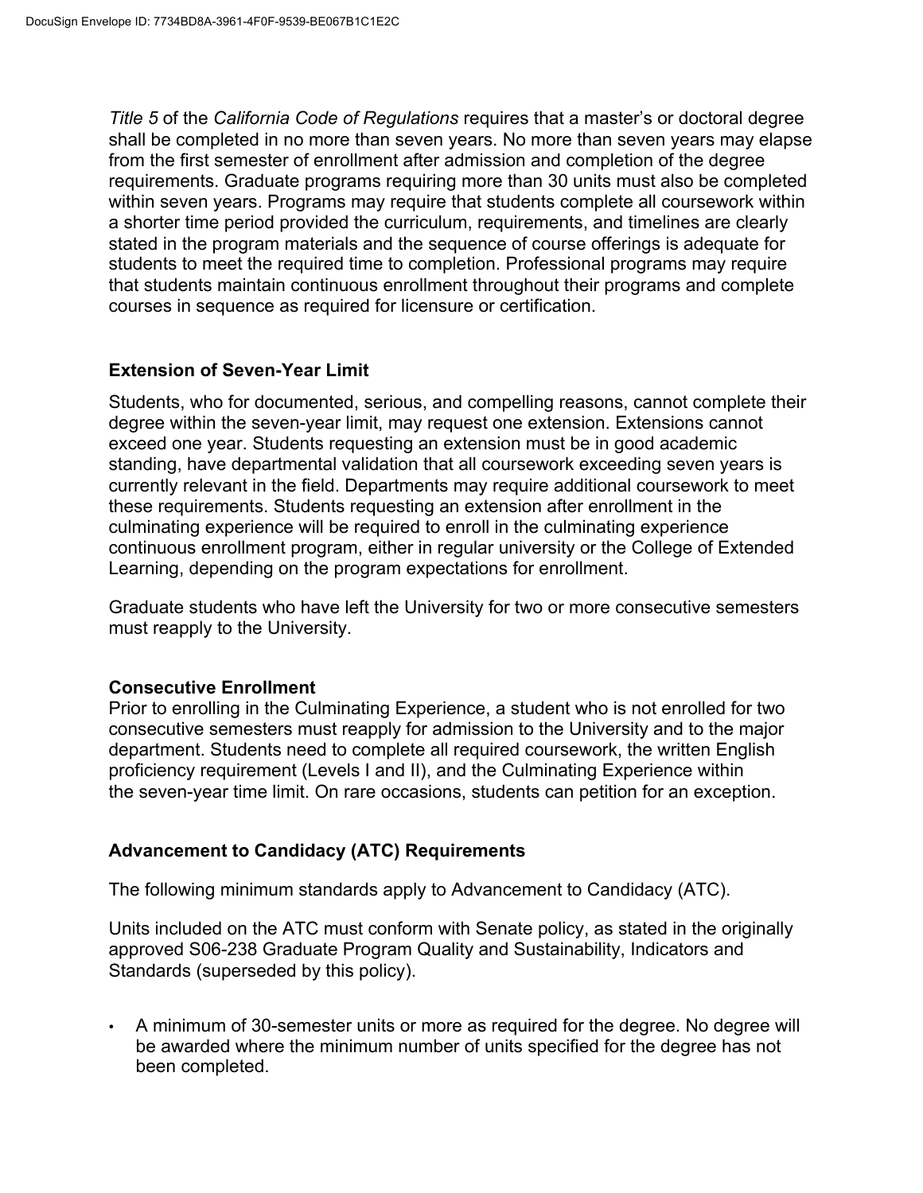*Title 5* of the *California Code of Regulations* requires that a master's or doctoral degree shall be completed in no more than seven years. No more than seven years may elapse from the first semester of enrollment after admission and completion of the degree requirements. Graduate programs requiring more than 30 units must also be completed within seven years. Programs may require that students complete all coursework within a shorter time period provided the curriculum, requirements, and timelines are clearly stated in the program materials and the sequence of course offerings is adequate for students to meet the required time to completion. Professional programs may require that students maintain continuous enrollment throughout their programs and complete courses in sequence as required for licensure or certification.

### Extension of Seven-Year Limit

Students, who for documented, serious, and compelling reasons, cannot complete their degree within the seven-year limit, may request one extension. Extensions cannot exceed one year. Students requesting an extension must be in good academic standing, have departmental validation that all coursework exceeding seven years is currently relevant in the field. Departments may require additional coursework to meet these requirements. Students requesting an extension after enrollment in the culminating experience will be required to enroll in the culminating experience continuous enrollment program, either in regular university or the College of Extended Learning, depending on the program expectations for enrollment.

Graduate students who have left the University for two or more consecutive semesters must reapply to the University.

### Consecutive Enrollment

Prior to enrolling in the Culminating Experience, a student who is not enrolled for two consecutive semesters must reapply for admission to the University and to the major department. Students need to complete all required coursework, the written English proficiency requirement (Levels I and II), and the Culminating Experience within the seven-year time limit. On rare occasions, students can petition for an exception.

### Advancement to Candidacy (ATC) Requirements

The following minimum standards apply to Advancement to Candidacy (ATC).

Units included on the ATC must conform with Senate policy, as stated in the originally approved S06-238 Graduate Program Quality and Sustainability, Indicators and Standards (superseded by this policy).

- A minimum of 30-semester units or more as required for the degree. No degree will be awarded where the minimum number of units specified for the degree has not been completed.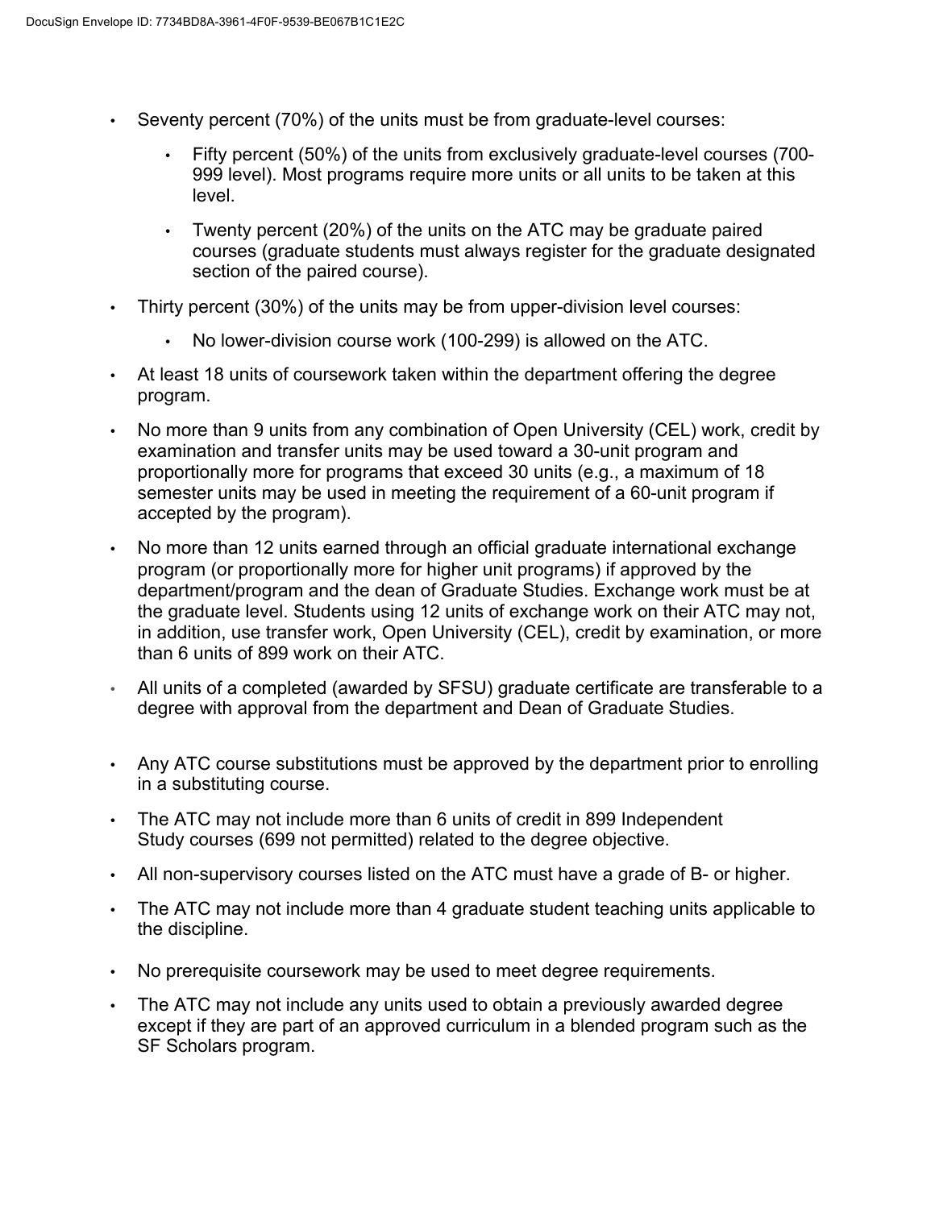- Seventy percent (70%) of the units must be from graduate-level courses:
  - Fifty percent (50%) of the units from exclusively graduate-level courses (700-999 level). Most programs require more units or all units to be taken at this level.
  - Twenty percent (20%) of the units on the ATC may be graduate paired courses (graduate students must always register for the graduate designated section of the paired course).
- Thirty percent (30%) of the units may be from upper-division level courses:
  - No lower-division course work (100-299) is allowed on the ATC.
- At least 18 units of coursework taken within the department offering the degree program.
- No more than 9 units from any combination of Open University (CEL) work, credit by examination and transfer units may be used toward a 30-unit program and proportionally more for programs that exceed 30 units (e.g., a maximum of 18 semester units may be used in meeting the requirement of a 60-unit program if accepted by the program).
- No more than 12 units earned through an official graduate international exchange program (or proportionally more for higher unit programs) if approved by the department/program and the dean of Graduate Studies. Exchange work must be at the graduate level. Students using 12 units of exchange work on their ATC may not, in addition, use transfer work, Open University (CEL), credit by examination, or more than 6 units of 899 work on their ATC.
- All units of a completed (awarded by SFSU) graduate certificate are transferable to a degree with approval from the department and Dean of Graduate Studies.
- Any ATC course substitutions must be approved by the department prior to enrolling in a substituting course.
- The ATC may not include more than 6 units of credit in 899 Independent Study courses (699 not permitted) related to the degree objective.
- All non-supervisory courses listed on the ATC must have a grade of B- or higher.
- The ATC may not include more than 4 graduate student teaching units applicable to the discipline.
- No prerequisite coursework may be used to meet degree requirements.
- The ATC may not include any units used to obtain a previously awarded degree except if they are part of an approved curriculum in a blended program such as the SF Scholars program.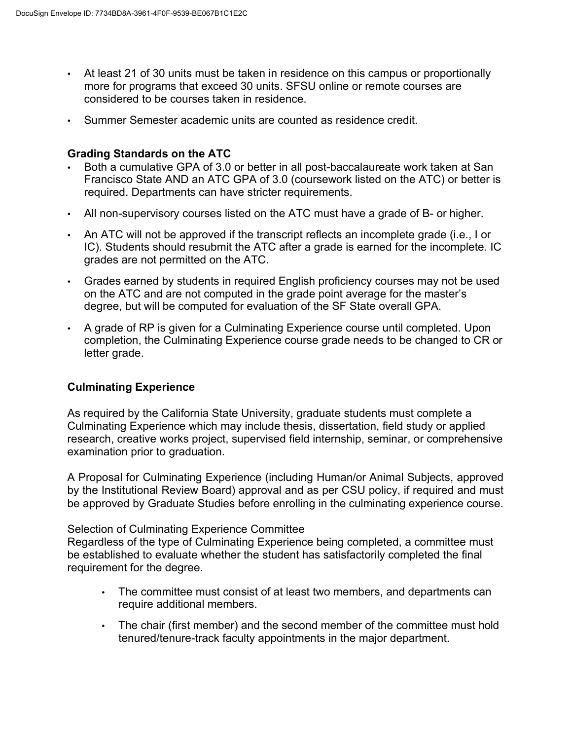- At least 21 of 30 units must be taken in residence on this campus or proportionally more for programs that exceed 30 units. SFSU online or remote courses are considered to be courses taken in residence.
- Summer Semester academic units are counted as residence credit.

**Grading Standards on the ATC**

- Both a cumulative GPA of 3.0 or better in all post-baccalaureate work taken at San Francisco State AND an ATC GPA of 3.0 (coursework listed on the ATC) or better is required. Departments can have stricter requirements.
- All non-supervisory courses listed on the ATC must have a grade of B- or higher.
- An ATC will not be approved if the transcript reflects an incomplete grade (i.e., I or IC). Students should resubmit the ATC after a grade is earned for the incomplete. IC grades are not permitted on the ATC.
- Grades earned by students in required English proficiency courses may not be used on the ATC and are not computed in the grade point average for the master's degree, but will be computed for evaluation of the SF State overall GPA.
- A grade of RP is given for a Culminating Experience course until completed. Upon completion, the Culminating Experience course grade needs to be changed to CR or letter grade.

**Culminating Experience**

As required by the California State University, graduate students must complete a Culminating Experience which may include thesis, dissertation, field study or applied research, creative works project, supervised field internship, seminar, or comprehensive examination prior to graduation.

A Proposal for Culminating Experience (including Human/or Animal Subjects, approved by the Institutional Review Board) approval and as per CSU policy, if required and must be approved by Graduate Studies before enrolling in the culminating experience course.

Selection of Culminating Experience Committee
Regardless of the type of Culminating Experience being completed, a committee must be established to evaluate whether the student has satisfactorily completed the final requirement for the degree.

- The committee must consist of at least two members, and departments can require additional members.
- The chair (first member) and the second member of the committee must hold tenured/tenure-track faculty appointments in the major department.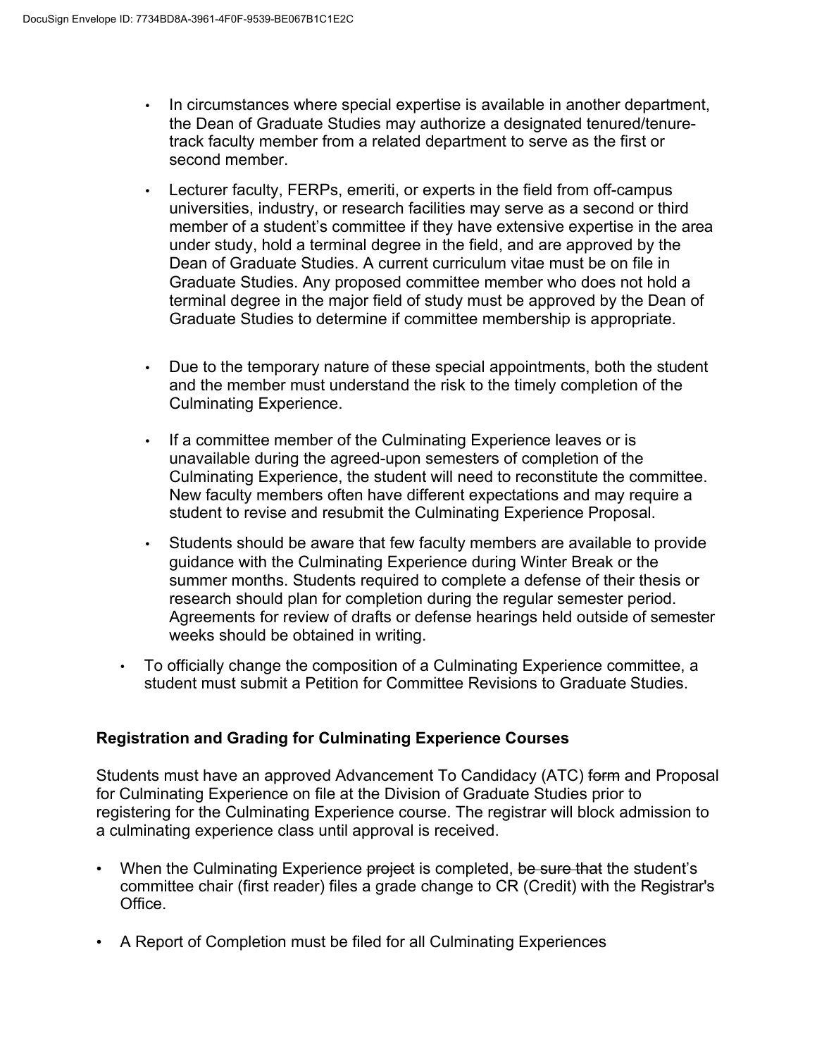- In circumstances where special expertise is available in another department, the Dean of Graduate Studies may authorize a designated tenured/tenure-track faculty member from a related department to serve as the first or second member.

- Lecturer faculty, FERPs, emeriti, or experts in the field from off-campus universities, industry, or research facilities may serve as a second or third member of a student's committee if they have extensive expertise in the area under study, hold a terminal degree in the field, and are approved by the Dean of Graduate Studies. A current curriculum vitae must be on file in Graduate Studies. Any proposed committee member who does not hold a terminal degree in the major field of study must be approved by the Dean of Graduate Studies to determine if committee membership is appropriate.

- Due to the temporary nature of these special appointments, both the student and the member must understand the risk to the timely completion of the Culminating Experience.

- If a committee member of the Culminating Experience leaves or is unavailable during the agreed-upon semesters of completion of the Culminating Experience, the student will need to reconstitute the committee. New faculty members often have different expectations and may require a student to revise and resubmit the Culminating Experience Proposal.

- Students should be aware that few faculty members are available to provide guidance with the Culminating Experience during Winter Break or the summer months. Students required to complete a defense of their thesis or research should plan for completion during the regular semester period. Agreements for review of drafts or defense hearings held outside of semester weeks should be obtained in writing.

- To officially change the composition of a Culminating Experience committee, a student must submit a Petition for Committee Revisions to Graduate Studies.

**Registration and Grading for Culminating Experience Courses**

Students must have an approved Advancement To Candidacy (ATC) ~~form~~ and Proposal for Culminating Experience on file at the Division of Graduate Studies prior to registering for the Culminating Experience course. The registrar will block admission to a culminating experience class until approval is received.

- When the Culminating Experience ~~project~~ is completed, ~~be sure that~~ the student's committee chair (first reader) files a grade change to CR (Credit) with the Registrar's Office.

- A Report of Completion must be filed for all Culminating Experiences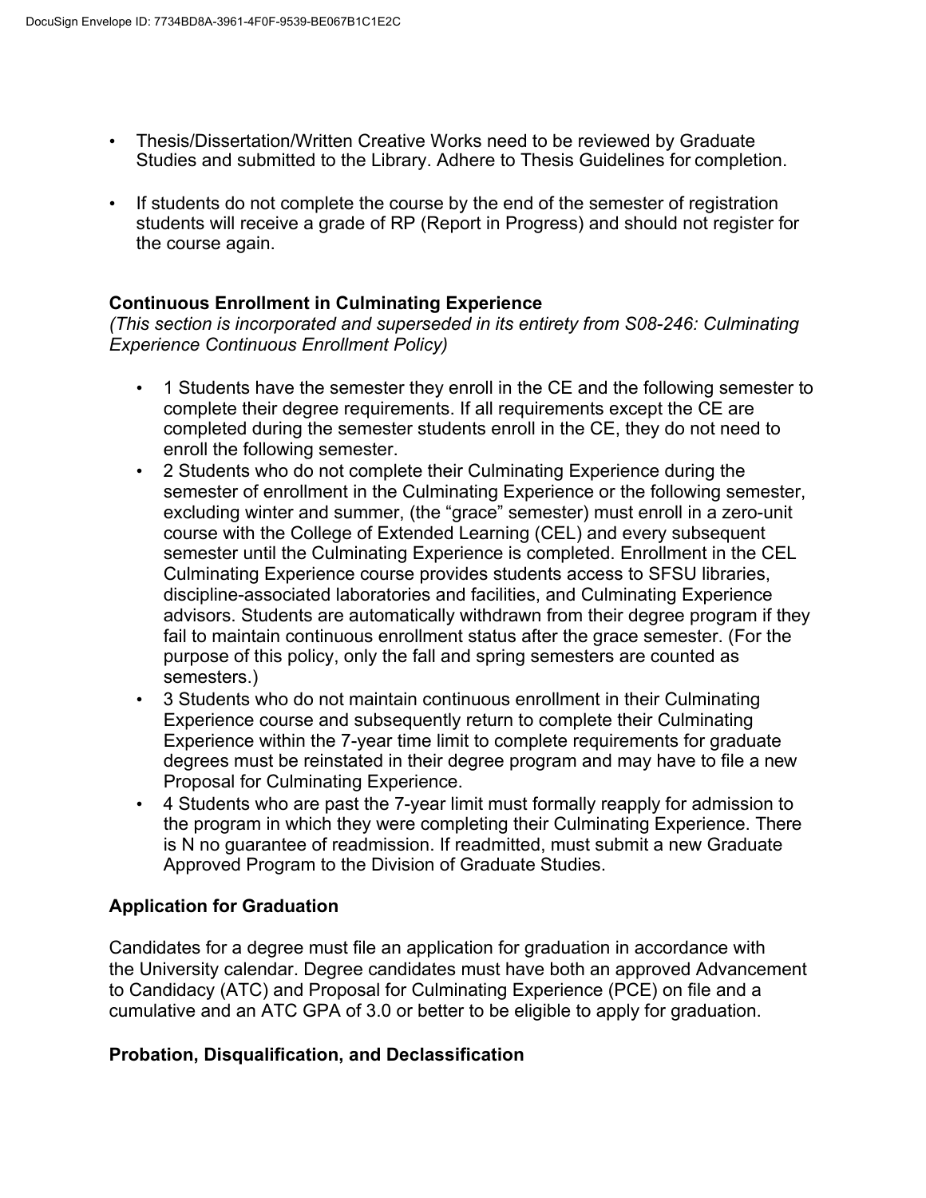- Thesis/Dissertation/Written Creative Works need to be reviewed by Graduate Studies and submitted to the Library. Adhere to Thesis Guidelines for completion.

- If students do not complete the course by the end of the semester of registration students will receive a grade of RP (Report in Progress) and should not register for the course again.

**Continuous Enrollment in Culminating Experience**
*(This section is incorporated and superseded in its entirety from S08-246: Culminating Experience Continuous Enrollment Policy)*

- 1 Students have the semester they enroll in the CE and the following semester to complete their degree requirements. If all requirements except the CE are completed during the semester students enroll in the CE, they do not need to enroll the following semester.
- 2 Students who do not complete their Culminating Experience during the semester of enrollment in the Culminating Experience or the following semester, excluding winter and summer, (the "grace" semester) must enroll in a zero-unit course with the College of Extended Learning (CEL) and every subsequent semester until the Culminating Experience is completed. Enrollment in the CEL Culminating Experience course provides students access to SFSU libraries, discipline-associated laboratories and facilities, and Culminating Experience advisors. Students are automatically withdrawn from their degree program if they fail to maintain continuous enrollment status after the grace semester. (For the purpose of this policy, only the fall and spring semesters are counted as semesters.)
- 3 Students who do not maintain continuous enrollment in their Culminating Experience course and subsequently return to complete their Culminating Experience within the 7-year time limit to complete requirements for graduate degrees must be reinstated in their degree program and may have to file a new Proposal for Culminating Experience.
- 4 Students who are past the 7-year limit must formally reapply for admission to the program in which they were completing their Culminating Experience. There is N no guarantee of readmission. If readmitted, must submit a new Graduate Approved Program to the Division of Graduate Studies.

**Application for Graduation**

Candidates for a degree must file an application for graduation in accordance with the University calendar. Degree candidates must have both an approved Advancement to Candidacy (ATC) and Proposal for Culminating Experience (PCE) on file and a cumulative and an ATC GPA of 3.0 or better to be eligible to apply for graduation.

**Probation, Disqualification, and Declassification**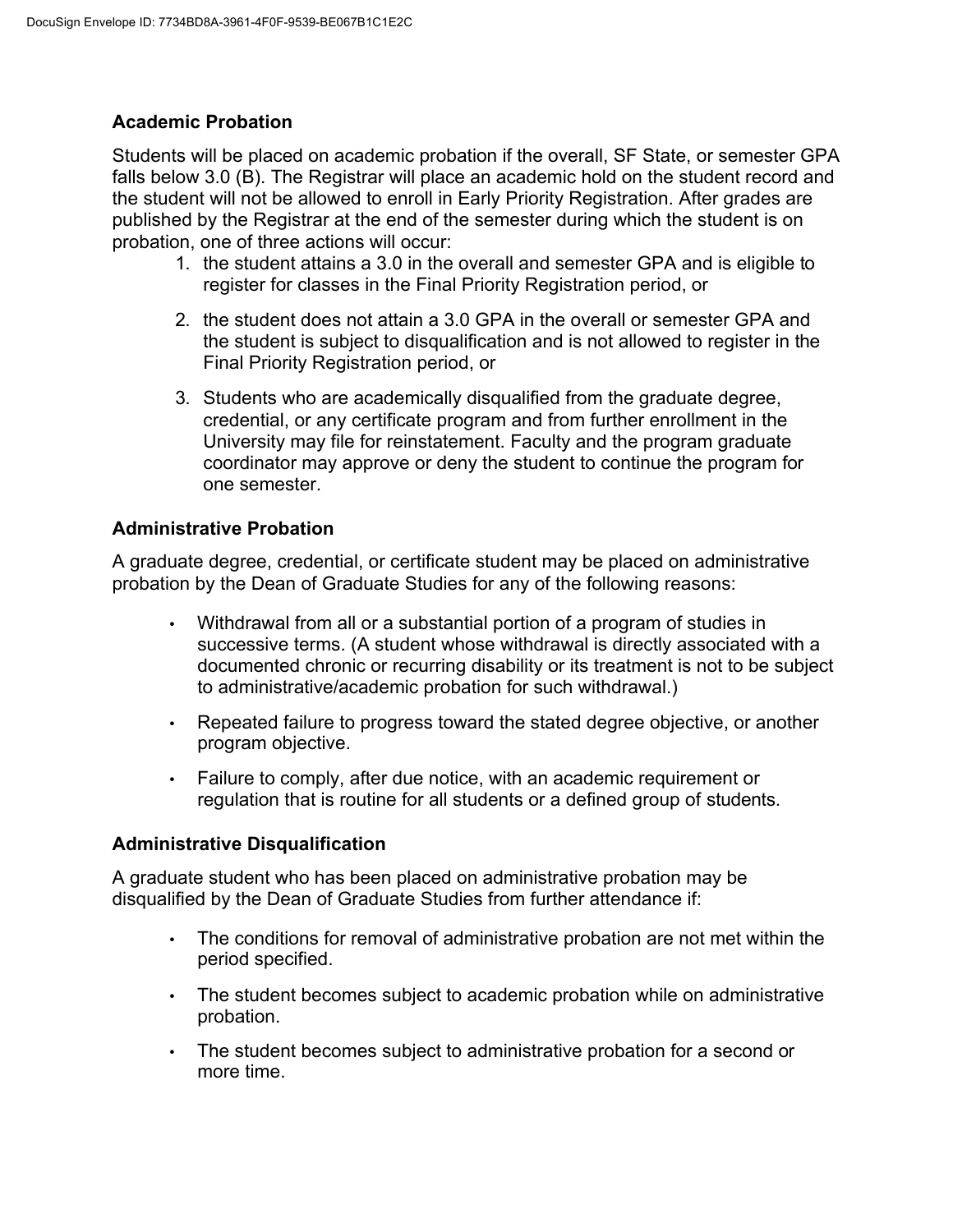### Academic Probation

Students will be placed on academic probation if the overall, SF State, or semester GPA falls below 3.0 (B). The Registrar will place an academic hold on the student record and the student will not be allowed to enroll in Early Priority Registration. After grades are published by the Registrar at the end of the semester during which the student is on probation, one of three actions will occur:

1. the student attains a 3.0 in the overall and semester GPA and is eligible to register for classes in the Final Priority Registration period, or
2. the student does not attain a 3.0 GPA in the overall or semester GPA and the student is subject to disqualification and is not allowed to register in the Final Priority Registration period, or
3. Students who are academically disqualified from the graduate degree, credential, or any certificate program and from further enrollment in the University may file for reinstatement. Faculty and the program graduate coordinator may approve or deny the student to continue the program for one semester.

### Administrative Probation

A graduate degree, credential, or certificate student may be placed on administrative probation by the Dean of Graduate Studies for any of the following reasons:

- Withdrawal from all or a substantial portion of a program of studies in successive terms. (A student whose withdrawal is directly associated with a documented chronic or recurring disability or its treatment is not to be subject to administrative/academic probation for such withdrawal.)
- Repeated failure to progress toward the stated degree objective, or another program objective.
- Failure to comply, after due notice, with an academic requirement or regulation that is routine for all students or a defined group of students.

### Administrative Disqualification

A graduate student who has been placed on administrative probation may be disqualified by the Dean of Graduate Studies from further attendance if:

- The conditions for removal of administrative probation are not met within the period specified.
- The student becomes subject to academic probation while on administrative probation.
- The student becomes subject to administrative probation for a second or more time.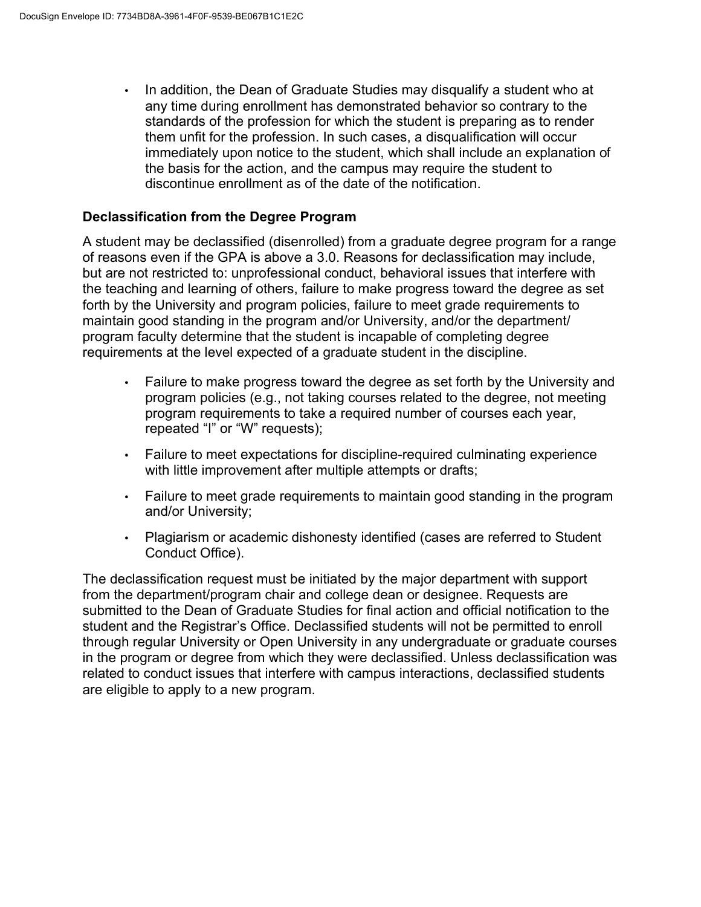- In addition, the Dean of Graduate Studies may disqualify a student who at any time during enrollment has demonstrated behavior so contrary to the standards of the profession for which the student is preparing as to render them unfit for the profession. In such cases, a disqualification will occur immediately upon notice to the student, which shall include an explanation of the basis for the action, and the campus may require the student to discontinue enrollment as of the date of the notification.

**Declassification from the Degree Program**

A student may be declassified (disenrolled) from a graduate degree program for a range of reasons even if the GPA is above a 3.0. Reasons for declassification may include, but are not restricted to: unprofessional conduct, behavioral issues that interfere with the teaching and learning of others, failure to make progress toward the degree as set forth by the University and program policies, failure to meet grade requirements to maintain good standing in the program and/or University, and/or the department/ program faculty determine that the student is incapable of completing degree requirements at the level expected of a graduate student in the discipline.

- Failure to make progress toward the degree as set forth by the University and program policies (e.g., not taking courses related to the degree, not meeting program requirements to take a required number of courses each year, repeated “I” or “W” requests);
- Failure to meet expectations for discipline-required culminating experience with little improvement after multiple attempts or drafts;
- Failure to meet grade requirements to maintain good standing in the program and/or University;
- Plagiarism or academic dishonesty identified (cases are referred to Student Conduct Office).

The declassification request must be initiated by the major department with support from the department/program chair and college dean or designee. Requests are submitted to the Dean of Graduate Studies for final action and official notification to the student and the Registrar’s Office. Declassified students will not be permitted to enroll through regular University or Open University in any undergraduate or graduate courses in the program or degree from which they were declassified. Unless declassification was related to conduct issues that interfere with campus interactions, declassified students are eligible to apply to a new program.